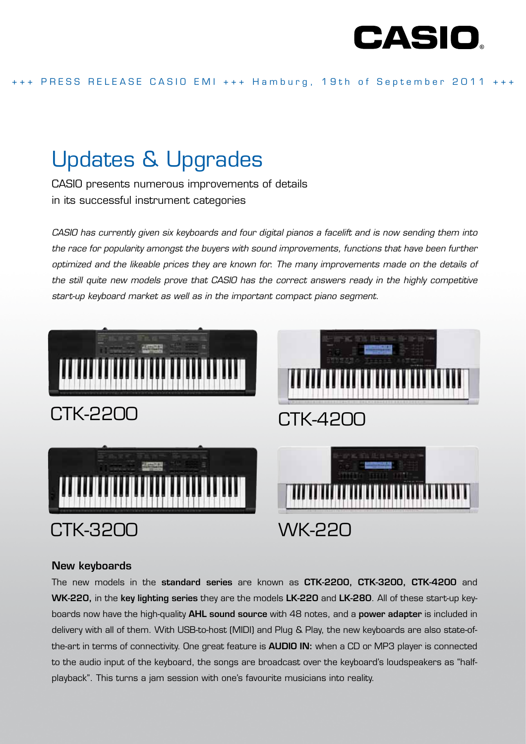CASIO

+++ PRESS RELEASE CASIO EMI +++ Hamburg, 19th of September 2011 +++

# Updates & Upgrades

CASIO presents numerous improvements of details in its successful instrument categories

*CASIO has currently given six keyboards and four digital pianos a facelift and is now sending them into the race for popularity amongst the buyers with sound improvements, functions that have been further optimized and the likeable prices they are known for. The many improvements made on the details of the still quite new models prove that CASIO has the correct answers ready in the highly competitive start-up keyboard market as well as in the important compact piano segment.*

CTK-2200

CTK-4200

CTK-3200

WK-220

## New keyboards

The new models in the **standard series** are known as **CTK-2200, CTK-3200, CTK-4200** and **WK-220,** in the **key lighting series** they are the models **LK-220** and **LK-280**. All of these start-up keyboards now have the high-quality **AHL sound source** with 48 notes, and a **power adapter** is included in delivery with all of them. With USB-to-host (MIDI) and Plug & Play, the new keyboards are also state-of-the-art in terms of connectivity. One great feature is **AUDIO IN**: when a CD or MP3 player is connected to the audio input of the keyboard, the songs are broadcast over the keyboard's loudspeakers as "half-playback". This turns a jam session with one's favourite musicians into reality.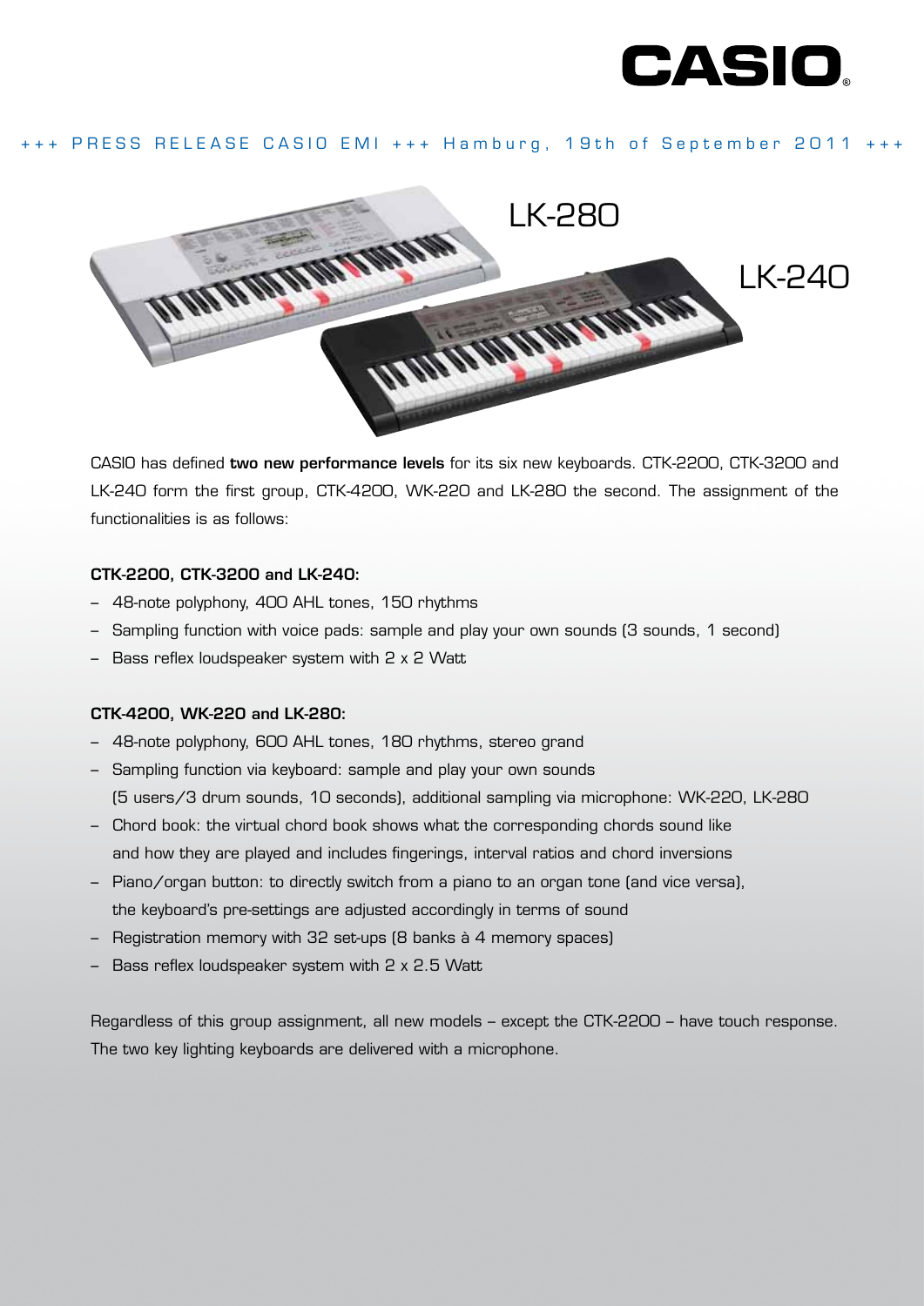CASIO

+++ PRESS RELEASE CASIO EMI +++ Hamburg, 19th of September 2011 +++

LK-280

LK-240

CASIO has defined **two new performance levels** for its six new keyboards. CTK-2200, CTK-3200 and LK-240 form the first group, CTK-4200, WK-220 and LK-280 the second. The assignment of the functionalities is as follows:

**CTK-2200, CTK-3200 and LK-240:**

- 48-note polyphony, 400 AHL tones, 150 rhythms
- Sampling function with voice pads: sample and play your own sounds (3 sounds, 1 second)
- Bass reflex loudspeaker system with 2 x 2 Watt

**CTK-4200, WK-220 and LK-280:**

- 48-note polyphony, 600 AHL tones, 180 rhythms, stereo grand
- Sampling function via keyboard: sample and play your own sounds (5 users/3 drum sounds, 10 seconds), additional sampling via microphone: WK-220, LK-280
- Chord book: the virtual chord book shows what the corresponding chords sound like and how they are played and includes fingerings, interval ratios and chord inversions
- Piano/organ button: to directly switch from a piano to an organ tone (and vice versa), the keyboard's pre-settings are adjusted accordingly in terms of sound
- Registration memory with 32 set-ups (8 banks à 4 memory spaces)
- Bass reflex loudspeaker system with 2 x 2.5 Watt

Regardless of this group assignment, all new models – except the CTK-2200 – have touch response. The two key lighting keyboards are delivered with a microphone.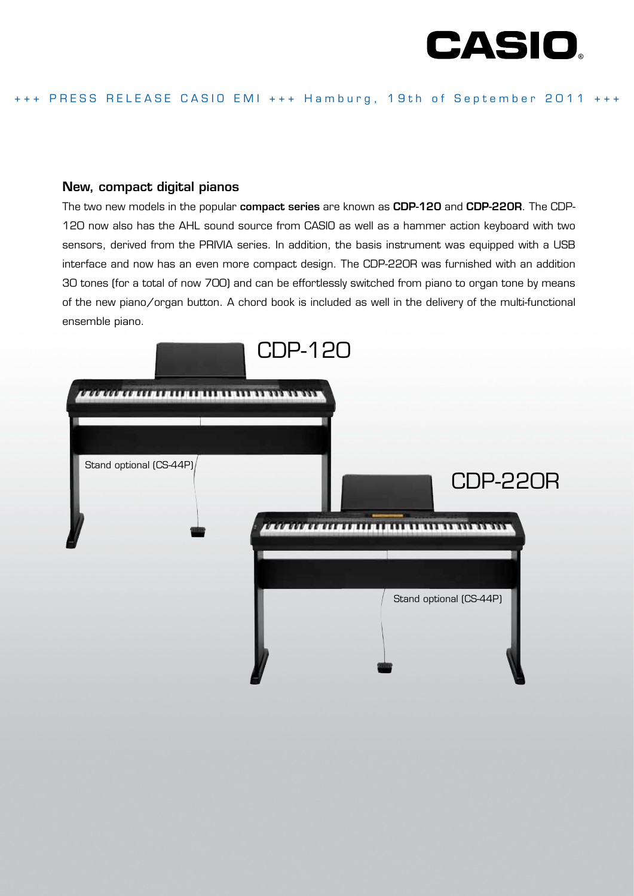+++ PRESS RELEASE CASIO EMI +++ Hamburg, 19th of September 2011 +++

## New, compact digital pianos

The two new models in the popular **compact series** are known as **CDP-120** and **CDP-220R**. The CDP-120 now also has the AHL sound source from CASIO as well as a hammer action keyboard with two sensors, derived from the PRIVIA series. In addition, the basis instrument was equipped with a USB interface and now has an even more compact design. The CDP-220R was furnished with an addition 30 tones (for a total of now 700) and can be effortlessly switched from piano to organ tone by means of the new piano/organ button. A chord book is included as well in the delivery of the multi-functional ensemble piano.

CDP-120

Stand optional (CS-44P)

CDP-220R

Stand optional (CS-44P)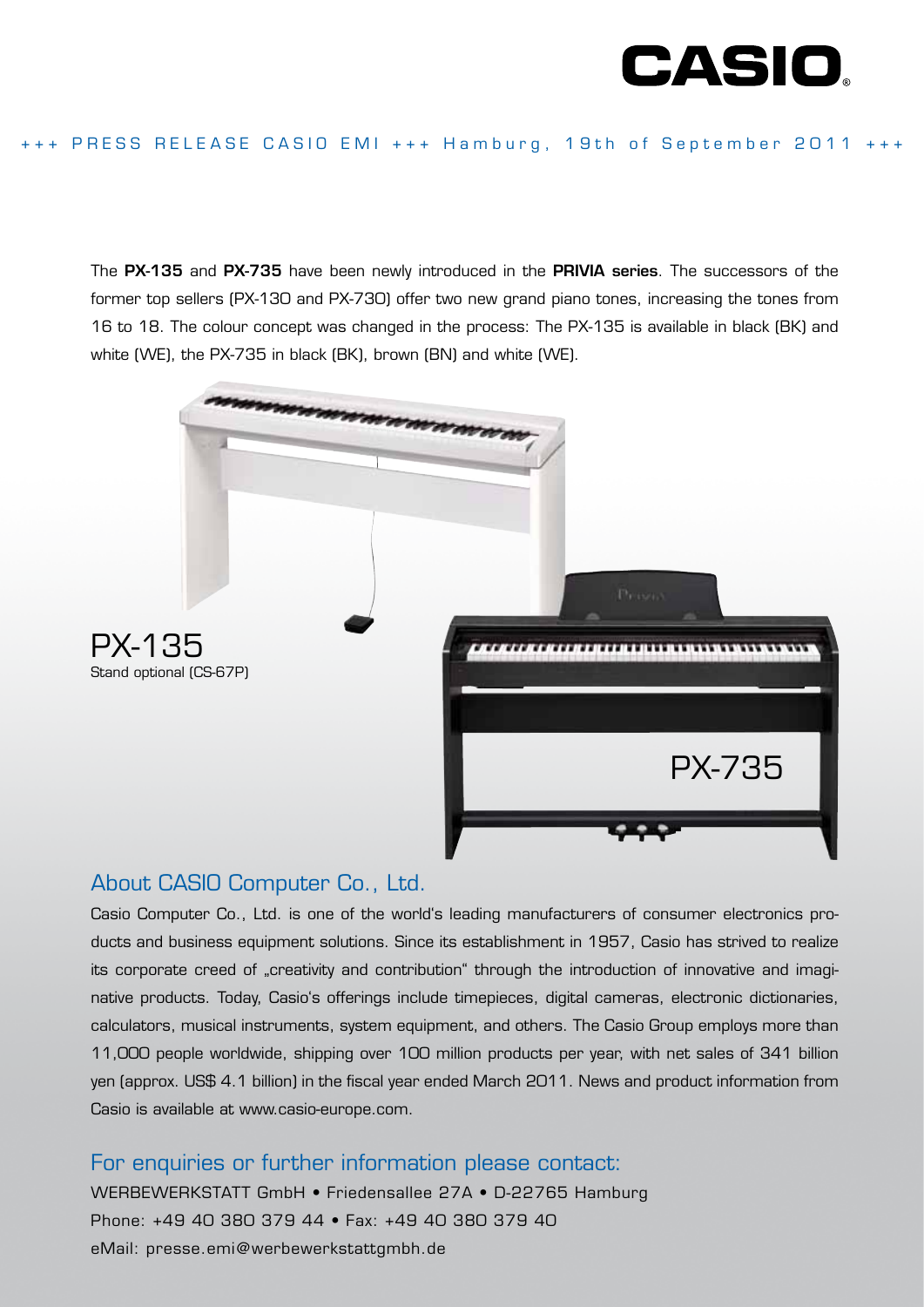+++ PRESS RELEASE CASIO EMI +++ Hamburg, 19th of September 2011 +++

The **PX-135** and **PX-735** have been newly introduced in the **PRIVIA series**. The successors of the former top sellers (PX-130 and PX-730) offer two new grand piano tones, increasing the tones from 16 to 18. The colour concept was changed in the process: The PX-135 is available in black (BK) and white (WE), the PX-735 in black (BK), brown (BN) and white (WE).

PX-135
Stand optional (CS-67P)

PX-735

## About CASIO Computer Co., Ltd.

Casio Computer Co., Ltd. is one of the world's leading manufacturers of consumer electronics products and business equipment solutions. Since its establishment in 1957, Casio has strived to realize its corporate creed of „creativity and contribution" through the introduction of innovative and imaginative products. Today, Casio's offerings include timepieces, digital cameras, electronic dictionaries, calculators, musical instruments, system equipment, and others. The Casio Group employs more than 11,000 people worldwide, shipping over 100 million products per year, with net sales of 341 billion yen (approx. US$ 4.1 billion) in the fiscal year ended March 2011. News and product information from Casio is available at www.casio-europe.com.

## For enquiries or further information please contact:

WERBEWERKSTATT GmbH • Friedensallee 27A • D-22765 Hamburg
Phone: +49 40 380 379 44 • Fax: +49 40 380 379 40
eMail: presse.emi@werbewerkstattgmbh.de